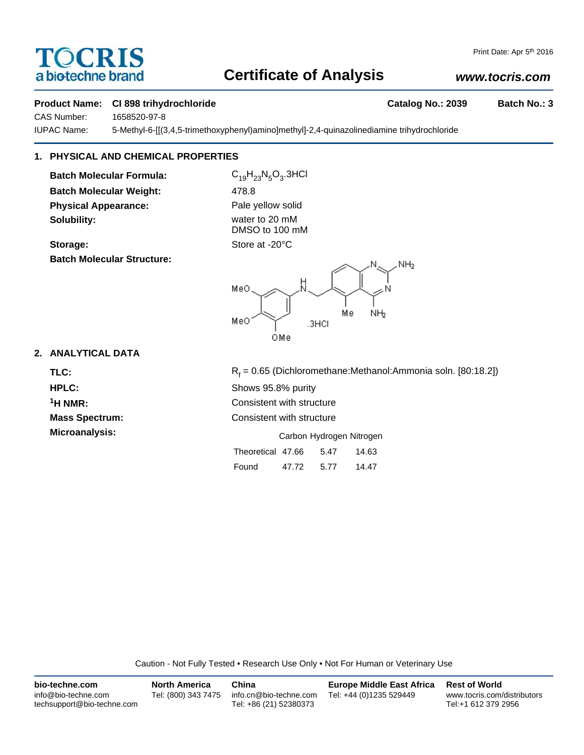# TOCRIS
a bio-techne brand

## Certificate of Analysis

www.tocris.com

Print Date: Apr 5th 2016

**Product Name: CI 898 trihydrochloride** | **Catalog No.: 2039** | **Batch No.: 3**

CAS Number: 1658520-97-8

IUPAC Name: 5-Methyl-6-[[(3,4,5-trimethoxyphenyl)amino]methyl]-2,4-quinazolinediamine trihydrochloride

## 1. PHYSICAL AND CHEMICAL PROPERTIES

**Batch Molecular Formula:** $C_{19}H_{23}N_5O_3.3HCl$

**Batch Molecular Weight:** 478.8

**Physical Appearance:** Pale yellow solid

**Solubility:** water to 20 mM
DMSO to 100 mM

**Storage:** Store at -20°C

**Batch Molecular Structure:**

## 2. ANALYTICAL DATA

**TLC:** $R_f$ = 0.65 (Dichloromethane:Methanol:Ammonia soln. [80:18.2])

**HPLC:** Shows 95.8% purity

**$^1$H NMR:** Consistent with structure

**Mass Spectrum:** Consistent with structure

**Microanalysis:**

| | Carbon | Hydrogen | Nitrogen |
|---|---|---|---|
| Theoretical | 47.66 | 5.47 | 14.63 |
| Found | 47.72 | 5.77 | 14.47 |

Caution - Not Fully Tested • Research Use Only • Not For Human or Veterinary Use

**bio-techne.com**
info@bio-techne.com
techsupport@bio-techne.com

**North America**
Tel: (800) 343 7475

**China**
info.cn@bio-techne.com
Tel: +86 (21) 52380373

**Europe Middle East Africa**
Tel: +44 (0)1235 529449

**Rest of World**
www.tocris.com/distributors
Tel:+1 612 379 2956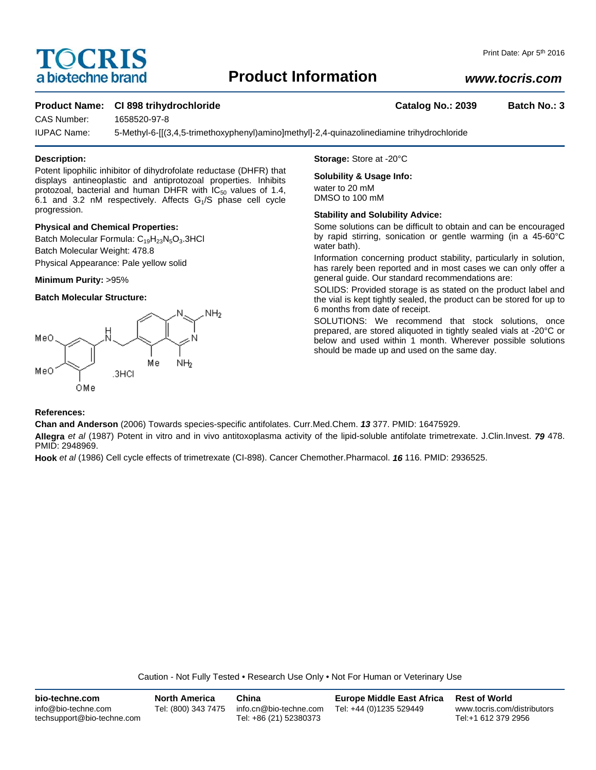TOCRIS
a biotechne brand

Print Date: Apr 5th 2016

# Product Information

**www.tocris.com**

**Product Name: CI 898 trihydrochloride** **Catalog No.: 2039** **Batch No.: 3**

CAS Number: 1658520-97-8

IUPAC Name: 5-Methyl-6-[[(3,4,5-trimethoxyphenyl)amino]methyl]-2,4-quinazolinediamine trihydrochloride

### Description:

Potent lipophilic inhibitor of dihydrofolate reductase (DHFR) that displays antineoplastic and antiprotozoal properties. Inhibits protozoal, bacterial and human DHFR with $IC_{50}$ values of 1.4, 6.1 and 3.2 nM respectively. Affects $G_1$/S phase cell cycle progression.

### Physical and Chemical Properties:

Batch Molecular Formula: $C_{19}H_{23}N_5O_3$.3HCl

Batch Molecular Weight: 478.8

Physical Appearance: Pale yellow solid

**Minimum Purity:** >95%

### Batch Molecular Structure:

MeO
MeO
OMe
H
N
N
NH2
N
Me
NH2
.3HCl

**Storage:** Store at -20°C

### Solubility & Usage Info:

water to 20 mM
DMSO to 100 mM

### Stability and Solubility Advice:

Some solutions can be difficult to obtain and can be encouraged by rapid stirring, sonication or gentle warming (in a 45-60°C water bath).

Information concerning product stability, particularly in solution, has rarely been reported and in most cases we can only offer a general guide. Our standard recommendations are:

SOLIDS: Provided storage is as stated on the product label and the vial is kept tightly sealed, the product can be stored for up to 6 months from date of receipt.

SOLUTIONS: We recommend that stock solutions, once prepared, are stored aliquoted in tightly sealed vials at -20°C or below and used within 1 month. Wherever possible solutions should be made up and used on the same day.

### References:

**Chan and Anderson** (2006) Towards species-specific antifolates. Curr.Med.Chem. ***13*** 377. PMID: 16475929.

**Allegra** *et al* (1987) Potent in vitro and in vivo antitoxoplasma activity of the lipid-soluble antifolate trimetrexate. J.Clin.Invest. ***79*** 478. PMID: 2948969.

**Hook** *et al* (1986) Cell cycle effects of trimetrexate (CI-898). Cancer Chemother.Pharmacol. ***16*** 116. PMID: 2936525.

Caution - Not Fully Tested • Research Use Only • Not For Human or Veterinary Use

**bio-techne.com**
info@bio-techne.com
techsupport@bio-techne.com

**North America**
Tel: (800) 343 7475

**China**
info.cn@bio-techne.com
Tel: +86 (21) 52380373

**Europe Middle East Africa**
Tel: +44 (0)1235 529449

**Rest of World**
www.tocris.com/distributors
Tel:+1 612 379 2956